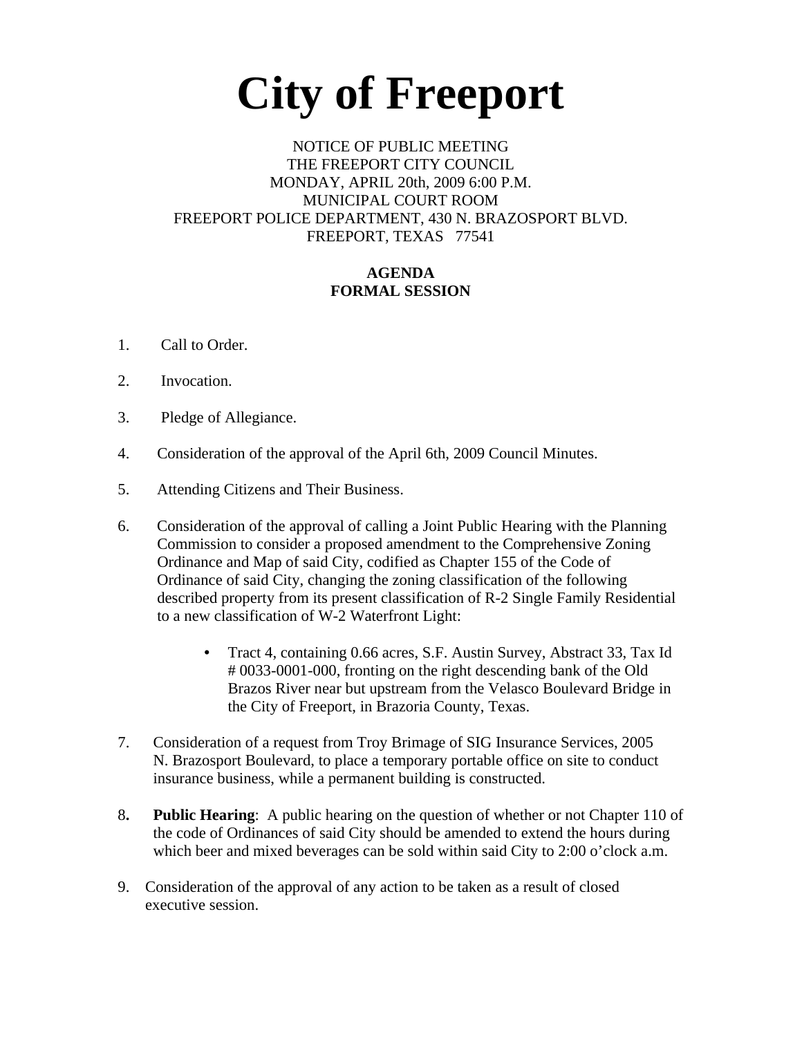# City of Freeport

NOTICE OF PUBLIC MEETING
THE FREEPORT CITY COUNCIL
MONDAY, APRIL 20th, 2009 6:00 P.M.
MUNICIPAL COURT ROOM
FREEPORT POLICE DEPARTMENT, 430 N. BRAZOSPORT BLVD.
FREEPORT, TEXAS 77541

**AGENDA**
**FORMAL SESSION**

1. Call to Order.

2. Invocation.

3. Pledge of Allegiance.

4. Consideration of the approval of the April 6th, 2009 Council Minutes.

5. Attending Citizens and Their Business.

6. Consideration of the approval of calling a Joint Public Hearing with the Planning Commission to consider a proposed amendment to the Comprehensive Zoning Ordinance and Map of said City, codified as Chapter 155 of the Code of Ordinance of said City, changing the zoning classification of the following described property from its present classification of R-2 Single Family Residential to a new classification of W-2 Waterfront Light:

   - Tract 4, containing 0.66 acres, S.F. Austin Survey, Abstract 33, Tax Id # 0033-0001-000, fronting on the right descending bank of the Old Brazos River near but upstream from the Velasco Boulevard Bridge in the City of Freeport, in Brazoria County, Texas.

7. Consideration of a request from Troy Brimage of SIG Insurance Services, 2005 N. Brazosport Boulevard, to place a temporary portable office on site to conduct insurance business, while a permanent building is constructed.

8. **Public Hearing**: A public hearing on the question of whether or not Chapter 110 of the code of Ordinances of said City should be amended to extend the hours during which beer and mixed beverages can be sold within said City to 2:00 o'clock a.m.

9. Consideration of the approval of any action to be taken as a result of closed executive session.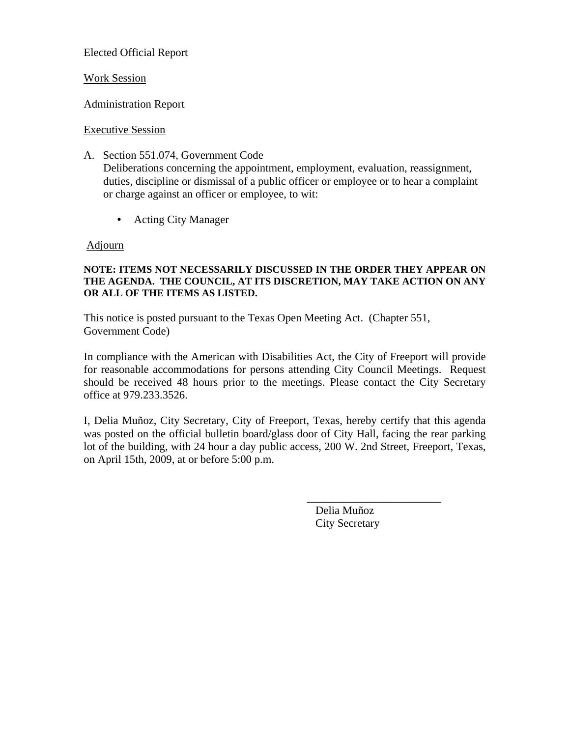Elected Official Report

Work Session

Administration Report

Executive Session

A. Section 551.074, Government Code
   Deliberations concerning the appointment, employment, evaluation, reassignment, duties, discipline or dismissal of a public officer or employee or to hear a complaint or charge against an officer or employee, to wit:

   - Acting City Manager

Adjourn

**NOTE: ITEMS NOT NECESSARILY DISCUSSED IN THE ORDER THEY APPEAR ON THE AGENDA. THE COUNCIL, AT ITS DISCRETION, MAY TAKE ACTION ON ANY OR ALL OF THE ITEMS AS LISTED.**

This notice is posted pursuant to the Texas Open Meeting Act. (Chapter 551, Government Code)

In compliance with the American with Disabilities Act, the City of Freeport will provide for reasonable accommodations for persons attending City Council Meetings. Request should be received 48 hours prior to the meetings. Please contact the City Secretary office at 979.233.3526.

I, Delia Muñoz, City Secretary, City of Freeport, Texas, hereby certify that this agenda was posted on the official bulletin board/glass door of City Hall, facing the rear parking lot of the building, with 24 hour a day public access, 200 W. 2nd Street, Freeport, Texas, on April 15th, 2009, at or before 5:00 p.m.

________________________
Delia Muñoz
City Secretary